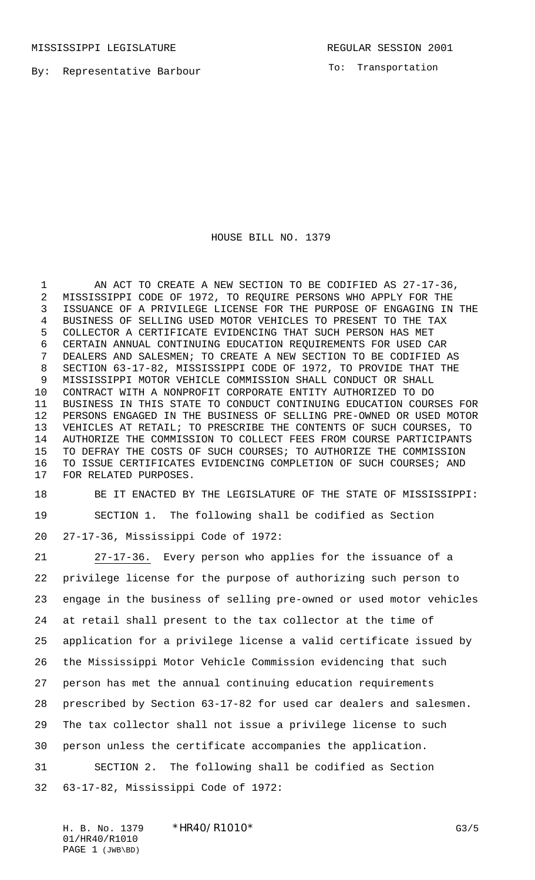MISSISSIPPI LEGISLATURE

REGULAR SESSION 2001

By: Representative Barbour

To: Transportation

# HOUSE BILL NO. 1379

AN ACT TO CREATE A NEW SECTION TO BE CODIFIED AS 27-17-36, MISSISSIPPI CODE OF 1972, TO REQUIRE PERSONS WHO APPLY FOR THE ISSUANCE OF A PRIVILEGE LICENSE FOR THE PURPOSE OF ENGAGING IN THE BUSINESS OF SELLING USED MOTOR VEHICLES TO PRESENT TO THE TAX COLLECTOR A CERTIFICATE EVIDENCING THAT SUCH PERSON HAS MET CERTAIN ANNUAL CONTINUING EDUCATION REQUIREMENTS FOR USED CAR DEALERS AND SALESMEN; TO CREATE A NEW SECTION TO BE CODIFIED AS SECTION 63-17-82, MISSISSIPPI CODE OF 1972, TO PROVIDE THAT THE MISSISSIPPI MOTOR VEHICLE COMMISSION SHALL CONDUCT OR SHALL CONTRACT WITH A NONPROFIT CORPORATE ENTITY AUTHORIZED TO DO BUSINESS IN THIS STATE TO CONDUCT CONTINUING EDUCATION COURSES FOR PERSONS ENGAGED IN THE BUSINESS OF SELLING PRE-OWNED OR USED MOTOR VEHICLES AT RETAIL; TO PRESCRIBE THE CONTENTS OF SUCH COURSES, TO AUTHORIZE THE COMMISSION TO COLLECT FEES FROM COURSE PARTICIPANTS TO DEFRAY THE COSTS OF SUCH COURSES; TO AUTHORIZE THE COMMISSION TO ISSUE CERTIFICATES EVIDENCING COMPLETION OF SUCH COURSES; AND FOR RELATED PURPOSES.

BE IT ENACTED BY THE LEGISLATURE OF THE STATE OF MISSISSIPPI:

SECTION 1. The following shall be codified as Section 27-17-36, Mississippi Code of 1972:

27-17-36. Every person who applies for the issuance of a privilege license for the purpose of authorizing such person to engage in the business of selling pre-owned or used motor vehicles at retail shall present to the tax collector at the time of application for a privilege license a valid certificate issued by the Mississippi Motor Vehicle Commission evidencing that such person has met the annual continuing education requirements prescribed by Section 63-17-82 for used car dealers and salesmen. The tax collector shall not issue a privilege license to such person unless the certificate accompanies the application.

SECTION 2. The following shall be codified as Section 63-17-82, Mississippi Code of 1972: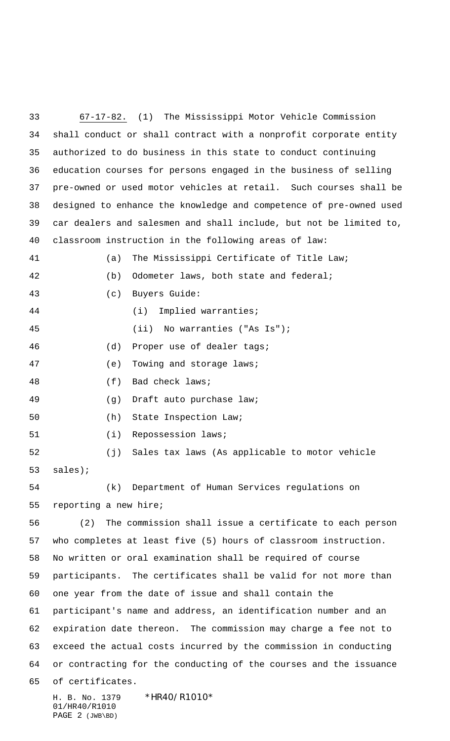67-17-82. (1) The Mississippi Motor Vehicle Commission shall conduct or shall contract with a nonprofit corporate entity authorized to do business in this state to conduct continuing education courses for persons engaged in the business of selling pre-owned or used motor vehicles at retail. Such courses shall be designed to enhance the knowledge and competence of pre-owned used car dealers and salesmen and shall include, but not be limited to, classroom instruction in the following areas of law:

(a) The Mississippi Certificate of Title Law;

(b) Odometer laws, both state and federal;

(c) Buyers Guide:

(i) Implied warranties;

(ii) No warranties ("As Is");

(d) Proper use of dealer tags;

(e) Towing and storage laws;

(f) Bad check laws;

(g) Draft auto purchase law;

(h) State Inspection Law;

(i) Repossession laws;

(j) Sales tax laws (As applicable to motor vehicle sales);

(k) Department of Human Services regulations on reporting a new hire;

(2) The commission shall issue a certificate to each person who completes at least five (5) hours of classroom instruction. No written or oral examination shall be required of course participants. The certificates shall be valid for not more than one year from the date of issue and shall contain the participant's name and address, an identification number and an expiration date thereon. The commission may charge a fee not to exceed the actual costs incurred by the commission in conducting or contracting for the conducting of the courses and the issuance of certificates.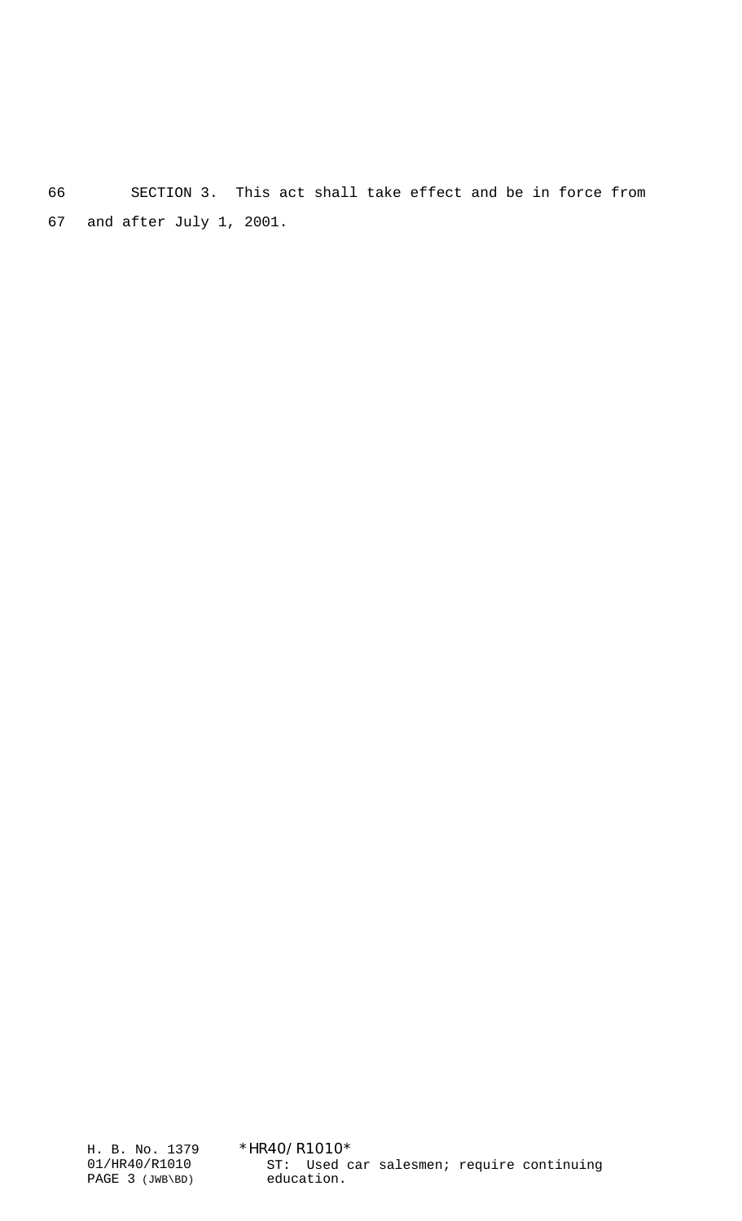SECTION 3. This act shall take effect and be in force from and after July 1, 2001.